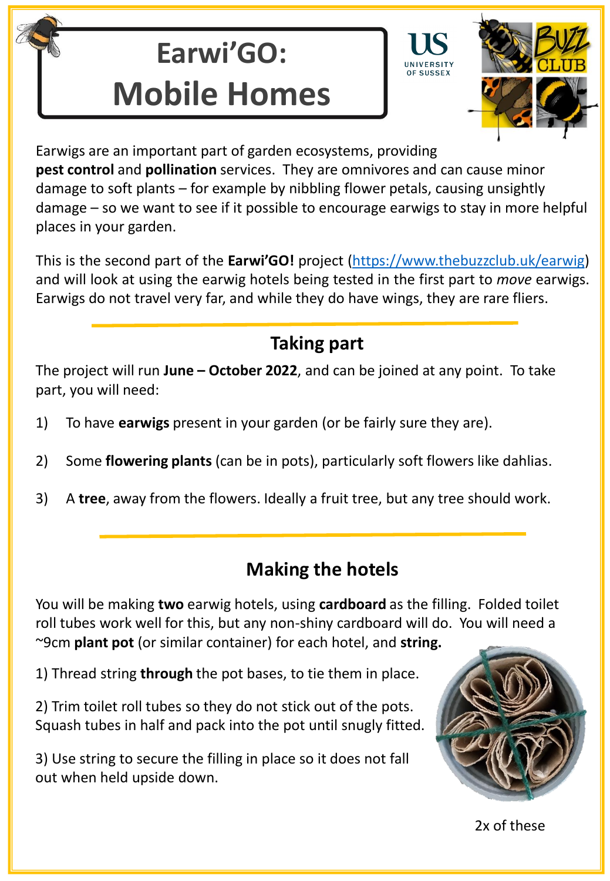# Earwi'GO: Mobile Homes

Earwigs are an important part of garden ecosystems, providing **pest control** and **pollination** services. They are omnivores and can cause minor damage to soft plants – for example by nibbling flower petals, causing unsightly damage – so we want to see if it possible to encourage earwigs to stay in more helpful places in your garden.

This is the second part of the **Earwi'GO!** project ([https://www.thebuzzclub.uk/earwig](https://www.thebuzzclub.uk/earwig)) and will look at using the earwig hotels being tested in the first part to *move* earwigs. Earwigs do not travel very far, and while they do have wings, they are rare fliers.

## Taking part

The project will run **June – October 2022**, and can be joined at any point. To take part, you will need:

1) To have **earwigs** present in your garden (or be fairly sure they are).

2) Some **flowering plants** (can be in pots), particularly soft flowers like dahlias.

3) A **tree**, away from the flowers. Ideally a fruit tree, but any tree should work.

## Making the hotels

You will be making **two** earwig hotels, using **cardboard** as the filling. Folded toilet roll tubes work well for this, but any non-shiny cardboard will do. You will need a ~9cm **plant pot** (or similar container) for each hotel, and **string.**

1) Thread string **through** the pot bases, to tie them in place.

2) Trim toilet roll tubes so they do not stick out of the pots. Squash tubes in half and pack into the pot until snugly fitted.

3) Use string to secure the filling in place so it does not fall out when held upside down.

2x of these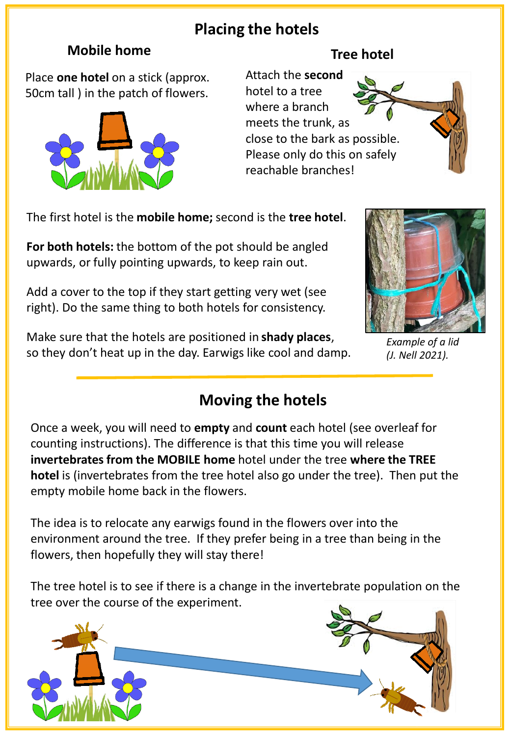# Placing the hotels

## Mobile home

Place **one hotel** on a stick (approx. 50cm tall ) in the patch of flowers.

## Tree hotel

Attach the **second** hotel to a tree where a branch meets the trunk, as close to the bark as possible. Please only do this on safely reachable branches!

The first hotel is the **mobile home;** second is the **tree hotel**.

**For both hotels:** the bottom of the pot should be angled upwards, or fully pointing upwards, to keep rain out.

Add a cover to the top if they start getting very wet (see right). Do the same thing to both hotels for consistency.

Make sure that the hotels are positioned in **shady places**, so they don't heat up in the day. Earwigs like cool and damp.

*Example of a lid (J. Nell 2021).*

# Moving the hotels

Once a week, you will need to **empty** and **count** each hotel (see overleaf for counting instructions). The difference is that this time you will release **invertebrates from the MOBILE home** hotel under the tree **where the TREE hotel** is (invertebrates from the tree hotel also go under the tree). Then put the empty mobile home back in the flowers.

The idea is to relocate any earwigs found in the flowers over into the environment around the tree. If they prefer being in a tree than being in the flowers, then hopefully they will stay there!

The tree hotel is to see if there is a change in the invertebrate population on the tree over the course of the experiment.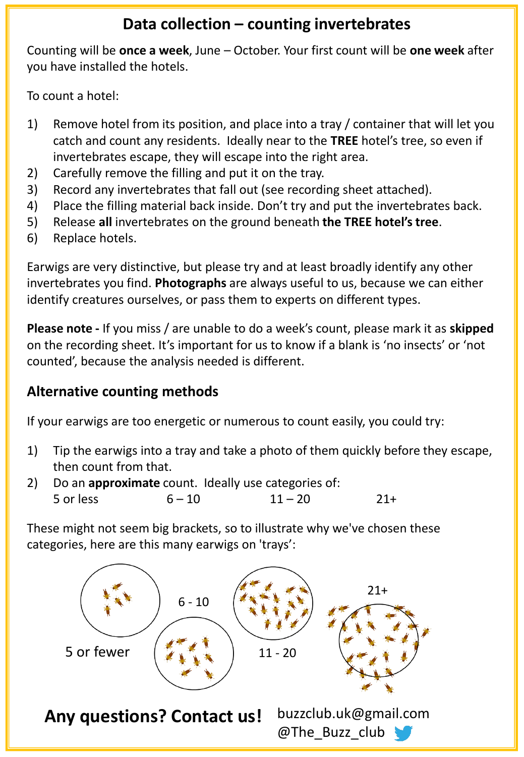## Data collection – counting invertebrates

Counting will be **once a week**, June – October. Your first count will be **one week** after you have installed the hotels.

To count a hotel:

1) Remove hotel from its position, and place into a tray / container that will let you catch and count any residents. Ideally near to the **TREE** hotel's tree, so even if invertebrates escape, they will escape into the right area.
2) Carefully remove the filling and put it on the tray.
3) Record any invertebrates that fall out (see recording sheet attached).
4) Place the filling material back inside. Don't try and put the invertebrates back.
5) Release **all** invertebrates on the ground beneath **the TREE hotel's tree**.
6) Replace hotels.

Earwigs are very distinctive, but please try and at least broadly identify any other invertebrates you find. **Photographs** are always useful to us, because we can either identify creatures ourselves, or pass them to experts on different types.

**Please note -** If you miss / are unable to do a week's count, please mark it as **skipped** on the recording sheet. It's important for us to know if a blank is 'no insects' or 'not counted', because the analysis needed is different.

### Alternative counting methods

If your earwigs are too energetic or numerous to count easily, you could try:

1) Tip the earwigs into a tray and take a photo of them quickly before they escape, then count from that.
2) Do an **approximate** count. Ideally use categories of:
   5 or less    6 – 10    11 – 20    21+

These might not seem big brackets, so to illustrate why we've chosen these categories, here are this many earwigs on 'trays':

5 or fewer    6 - 10    11 - 20    21+

**Any questions? Contact us!** buzzclub.uk@gmail.com
@The_Buzz_club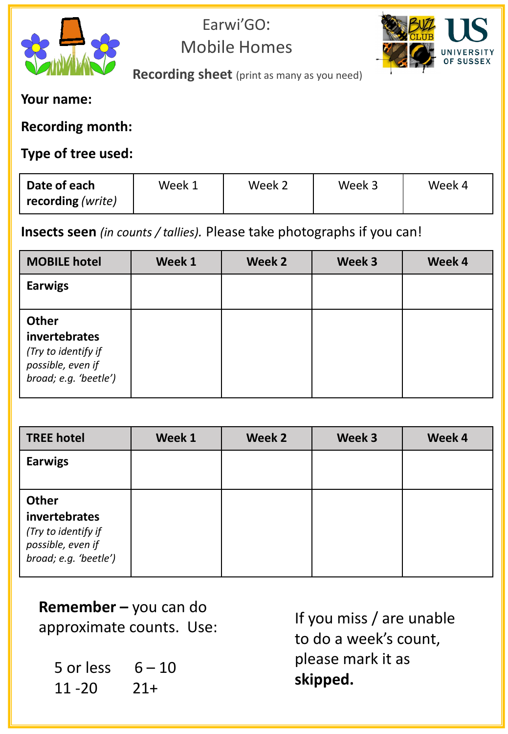# Earwi'GO: Mobile Homes

**Recording sheet** (print as many as you need)

**Your name:**

**Recording month:**

**Type of tree used:**

| **Date of each recording** *(write)* | Week 1 | Week 2 | Week 3 | Week 4 |
|---|---|---|---|---|

**Insects seen** *(in counts / tallies).* Please take photographs if you can!

| **MOBILE hotel** | **Week 1** | **Week 2** | **Week 3** | **Week 4** |
|---|---|---|---|---|
| **Earwigs** | | | | |
| **Other invertebrates** *(Try to identify if possible, even if broad; e.g. 'beetle')* | | | | |

| **TREE hotel** | **Week 1** | **Week 2** | **Week 3** | **Week 4** |
|---|---|---|---|---|
| **Earwigs** | | | | |
| **Other invertebrates** *(Try to identify if possible, even if broad; e.g. 'beetle')* | | | | |

**Remember –** you can do approximate counts. Use:

5 or less    6 – 10
11 -20    21+

If you miss / are unable to do a week's count, please mark it as **skipped.**